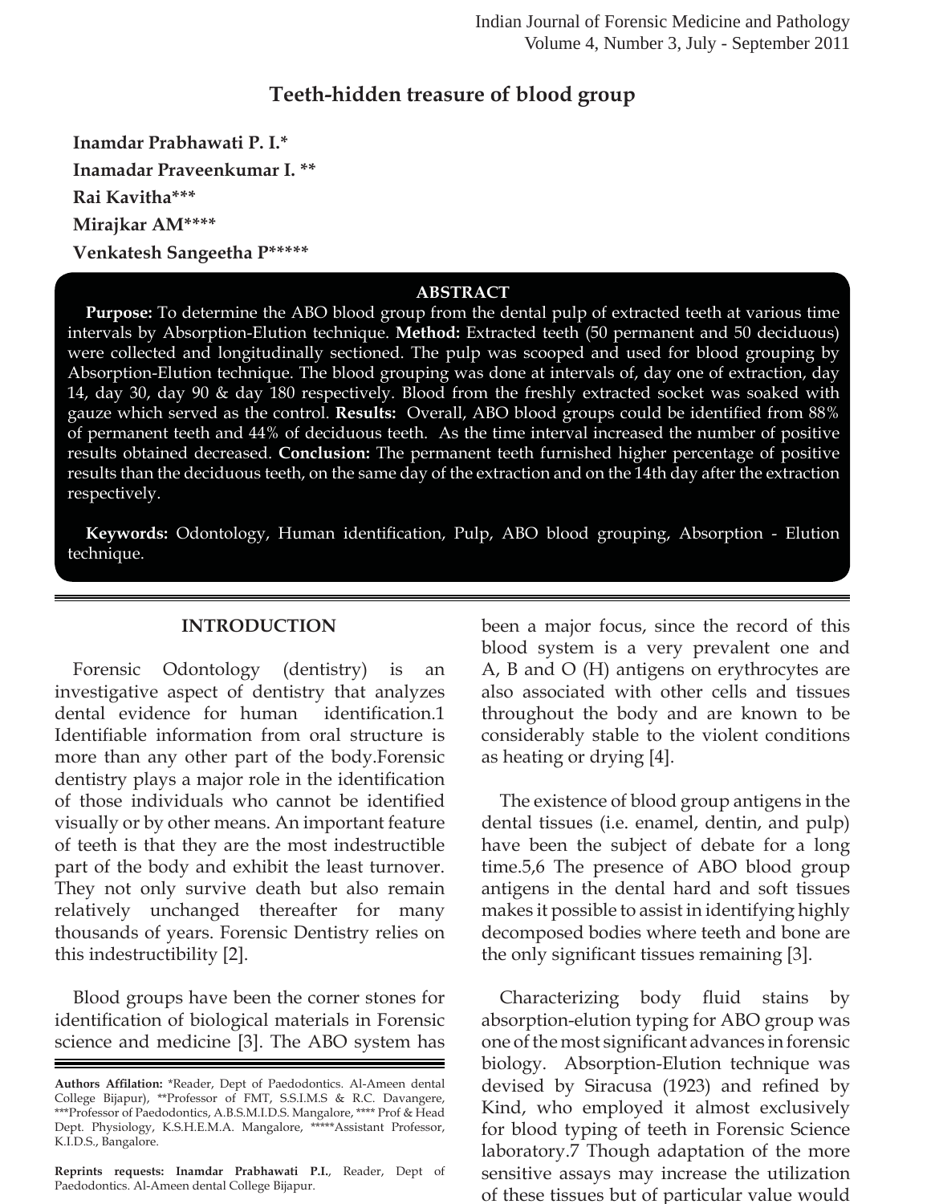# Teeth-hidden treasure of blood group

**Inamdar Prabhawati P. I.***

**Inamadar Praveenkumar I. ****

**Rai Kavitha*****

**Mirajkar AM******

**Venkatesh Sangeetha P*******

## ABSTRACT

**Purpose:** To determine the ABO blood group from the dental pulp of extracted teeth at various time intervals by Absorption-Elution technique. **Method:** Extracted teeth (50 permanent and 50 deciduous) were collected and longitudinally sectioned. The pulp was scooped and used for blood grouping by Absorption-Elution technique. The blood grouping was done at intervals of, day one of extraction, day 14, day 30, day 90 & day 180 respectively. Blood from the freshly extracted socket was soaked with gauze which served as the control. **Results:** Overall, ABO blood groups could be identified from 88% of permanent teeth and 44% of deciduous teeth. As the time interval increased the number of positive results obtained decreased. **Conclusion:** The permanent teeth furnished higher percentage of positive results than the deciduous teeth, on the same day of the extraction and on the 14th day after the extraction respectively.

**Keywords:** Odontology, Human identification, Pulp, ABO blood grouping, Absorption - Elution technique.

## INTRODUCTION

Forensic Odontology (dentistry) is an investigative aspect of dentistry that analyzes dental evidence for human identification.1 Identifiable information from oral structure is more than any other part of the body.Forensic dentistry plays a major role in the identification of those individuals who cannot be identified visually or by other means. An important feature of teeth is that they are the most indestructible part of the body and exhibit the least turnover. They not only survive death but also remain relatively unchanged thereafter for many thousands of years. Forensic Dentistry relies on this indestructibility [2].

Blood groups have been the corner stones for identification of biological materials in Forensic science and medicine [3]. The ABO system has been a major focus, since the record of this blood system is a very prevalent one and A, B and O (H) antigens on erythrocytes are also associated with other cells and tissues throughout the body and are known to be considerably stable to the violent conditions as heating or drying [4].

The existence of blood group antigens in the dental tissues (i.e. enamel, dentin, and pulp) have been the subject of debate for a long time.5,6 The presence of ABO blood group antigens in the dental hard and soft tissues makes it possible to assist in identifying highly decomposed bodies where teeth and bone are the only significant tissues remaining [3].

Characterizing body fluid stains by absorption-elution typing for ABO group was one of the most significant advances in forensic biology. Absorption-Elution technique was devised by Siracusa (1923) and refined by Kind, who employed it almost exclusively for blood typing of teeth in Forensic Science laboratory.7 Though adaptation of the more sensitive assays may increase the utilization of these tissues but of particular value would

---

**Authors Affilation:** *Reader, Dept of Paedodontics. Al-Ameen dental College Bijapur), **Professor of FMT, S.S.I.M.S & R.C. Davangere, ***Professor of Paedodontics, A.B.S.M.I.D.S. Mangalore, **** Prof & Head Dept. Physiology, K.S.H.E.M.A. Mangalore, *****Assistant Professor, K.I.D.S., Bangalore.

**Reprints requests: Inamdar Prabhawati P.I.**, Reader, Dept of Paedodontics. Al-Ameen dental College Bijapur.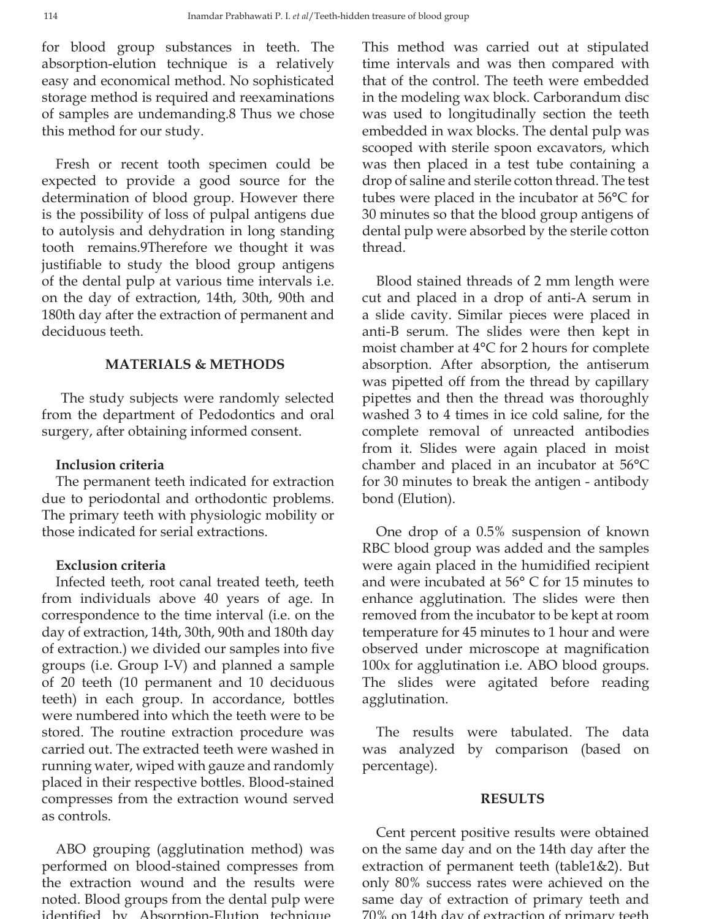for blood group substances in teeth. The absorption-elution technique is a relatively easy and economical method. No sophisticated storage method is required and reexaminations of samples are undemanding.8 Thus we chose this method for our study.

Fresh or recent tooth specimen could be expected to provide a good source for the determination of blood group. However there is the possibility of loss of pulpal antigens due to autolysis and dehydration in long standing tooth remains.9Therefore we thought it was justifiable to study the blood group antigens of the dental pulp at various time intervals i.e. on the day of extraction, 14th, 30th, 90th and 180th day after the extraction of permanent and deciduous teeth.

## MATERIALS & METHODS

The study subjects were randomly selected from the department of Pedodontics and oral surgery, after obtaining informed consent.

**Inclusion criteria**

The permanent teeth indicated for extraction due to periodontal and orthodontic problems. The primary teeth with physiologic mobility or those indicated for serial extractions.

**Exclusion criteria**

Infected teeth, root canal treated teeth, teeth from individuals above 40 years of age. In correspondence to the time interval (i.e. on the day of extraction, 14th, 30th, 90th and 180th day of extraction.) we divided our samples into five groups (i.e. Group I-V) and planned a sample of 20 teeth (10 permanent and 10 deciduous teeth) in each group. In accordance, bottles were numbered into which the teeth were to be stored. The routine extraction procedure was carried out. The extracted teeth were washed in running water, wiped with gauze and randomly placed in their respective bottles. Blood-stained compresses from the extraction wound served as controls.

ABO grouping (agglutination method) was performed on blood-stained compresses from the extraction wound and the results were noted. Blood groups from the dental pulp were identified by Absorption-Elution technique. This method was carried out at stipulated time intervals and was then compared with that of the control. The teeth were embedded in the modeling wax block. Carborandum disc was used to longitudinally section the teeth embedded in wax blocks. The dental pulp was scooped with sterile spoon excavators, which was then placed in a test tube containing a drop of saline and sterile cotton thread. The test tubes were placed in the incubator at 56°C for 30 minutes so that the blood group antigens of dental pulp were absorbed by the sterile cotton thread.

Blood stained threads of 2 mm length were cut and placed in a drop of anti-A serum in a slide cavity. Similar pieces were placed in anti-B serum. The slides were then kept in moist chamber at 4°C for 2 hours for complete absorption. After absorption, the antiserum was pipetted off from the thread by capillary pipettes and then the thread was thoroughly washed 3 to 4 times in ice cold saline, for the complete removal of unreacted antibodies from it. Slides were again placed in moist chamber and placed in an incubator at 56°C for 30 minutes to break the antigen - antibody bond (Elution).

One drop of a 0.5% suspension of known RBC blood group was added and the samples were again placed in the humidified recipient and were incubated at 56° C for 15 minutes to enhance agglutination. The slides were then removed from the incubator to be kept at room temperature for 45 minutes to 1 hour and were observed under microscope at magnification 100x for agglutination i.e. ABO blood groups. The slides were agitated before reading agglutination.

The results were tabulated. The data was analyzed by comparison (based on percentage).

## RESULTS

Cent percent positive results were obtained on the same day and on the 14th day after the extraction of permanent teeth (table1&2). But only 80% success rates were achieved on the same day of extraction of primary teeth and 70% on 14th day of extraction of primary teeth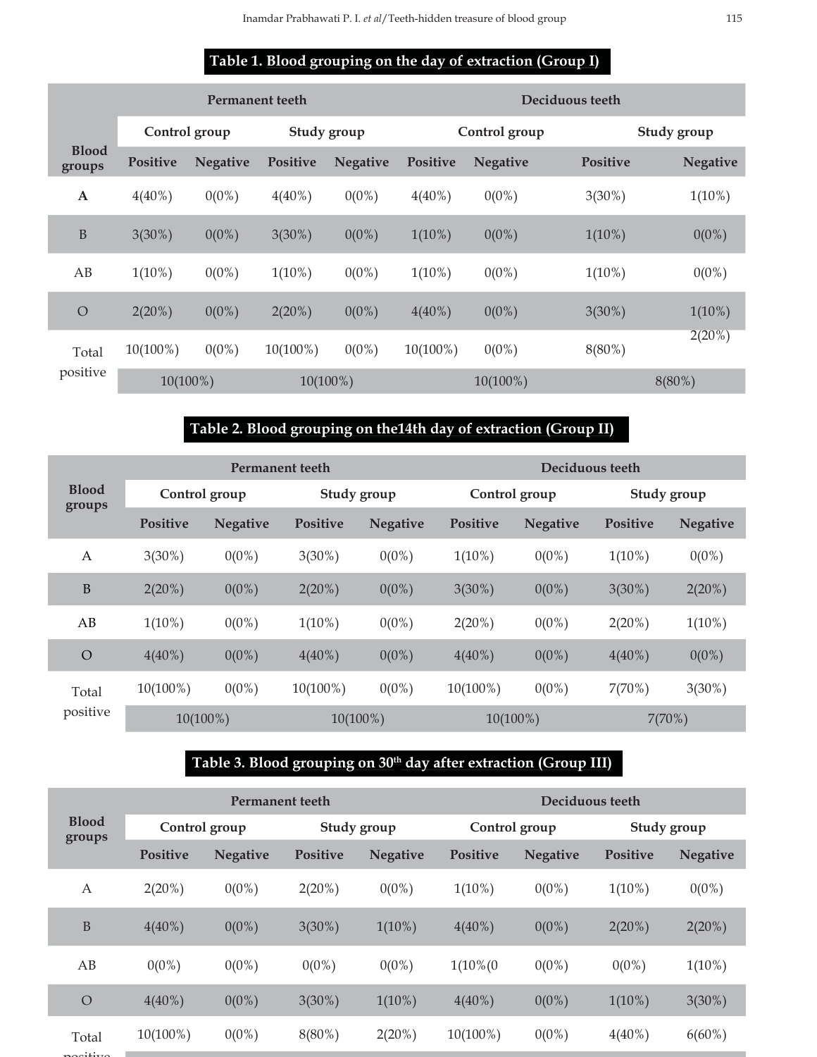**Table 1. Blood grouping on the day of extraction (Group I)**

| Blood groups | Permanent teeth | | | | Deciduous teeth | | | |
|---|---|---|---|---|---|---|---|---|
| | Control group | | Study group | | Control group | | Study group | |
| | Positive | Negative | Positive | Negative | Positive | Negative | Positive | Negative |
| **A** | 4(40%) | 0(0%) | 4(40%) | 0(0%) | 4(40%) | 0(0%) | 3(30%) | 1(10%) |
| B | 3(30%) | 0(0%) | 3(30%) | 0(0%) | 1(10%) | 0(0%) | 1(10%) | 0(0%) |
| AB | 1(10%) | 0(0%) | 1(10%) | 0(0%) | 1(10%) | 0(0%) | 1(10%) | 0(0%) |
| O | 2(20%) | 0(0%) | 2(20%) | 0(0%) | 4(40%) | 0(0%) | 3(30%) | 1(10%) |
| Total positive | 10(100%) | 0(0%) | 10(100%) | 0(0%) | 10(100%) | 0(0%) | 8(80%) | 2(20%) |
| | 10(100%) | | 10(100%) | | 10(100%) | | 8(80%) | |

**Table 2. Blood grouping on the14th day of extraction (Group II)**

| Blood groups | Permanent teeth | | | | Deciduous teeth | | | |
|---|---|---|---|---|---|---|---|---|
| | Control group | | Study group | | Control group | | Study group | |
| | Positive | Negative | Positive | Negative | Positive | Negative | Positive | Negative |
| A | 3(30%) | 0(0%) | 3(30%) | 0(0%) | 1(10%) | 0(0%) | 1(10%) | 0(0%) |
| B | 2(20%) | 0(0%) | 2(20%) | 0(0%) | 3(30%) | 0(0%) | 3(30%) | 2(20%) |
| AB | 1(10%) | 0(0%) | 1(10%) | 0(0%) | 2(20%) | 0(0%) | 2(20%) | 1(10%) |
| O | 4(40%) | 0(0%) | 4(40%) | 0(0%) | 4(40%) | 0(0%) | 4(40%) | 0(0%) |
| Total positive | 10(100%) | 0(0%) | 10(100%) | 0(0%) | 10(100%) | 0(0%) | 7(70%) | 3(30%) |
| | 10(100%) | | 10(100%) | | 10(100%) | | 7(70%) | |

**Table 3. Blood grouping on 30th day after extraction (Group III)**

| Blood groups | Permanent teeth | | | | Deciduous teeth | | | |
|---|---|---|---|---|---|---|---|---|
| | Control group | | Study group | | Control group | | Study group | |
| | Positive | Negative | Positive | Negative | Positive | Negative | Positive | Negative |
| A | 2(20%) | 0(0%) | 2(20%) | 0(0%) | 1(10%) | 0(0%) | 1(10%) | 0(0%) |
| B | 4(40%) | 0(0%) | 3(30%) | 1(10%) | 4(40%) | 0(0%) | 2(20%) | 2(20%) |
| AB | 0(0%) | 0(0%) | 0(0%) | 0(0%) | 1(10%(0 | 0(0%) | 0(0%) | 1(10%) |
| O | 4(40%) | 0(0%) | 3(30%) | 1(10%) | 4(40%) | 0(0%) | 1(10%) | 3(30%) |
| Total positive | 10(100%) | 0(0%) | 8(80%) | 2(20%) | 10(100%) | 0(0%) | 4(40%) | 6(60%) |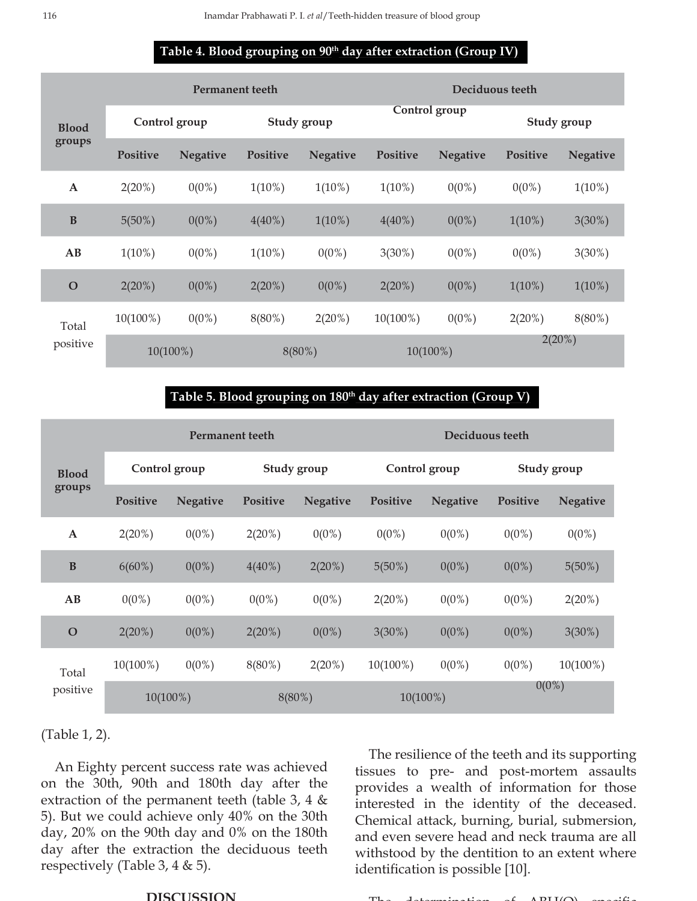**Table 4. Blood grouping on 90[th] day after extraction (Group IV)**

| Blood groups | Permanent teeth | | | | Deciduous teeth | | | |
|---|---|---|---|---|---|---|---|---|
| | Control group | | Study group | | Control group | | Study group | |
| | Positive | Negative | Positive | Negative | Positive | Negative | Positive | Negative |
| A | 2(20%) | 0(0%) | 1(10%) | 1(10%) | 1(10%) | 0(0%) | 0(0%) | 1(10%) |
| B | 5(50%) | 0(0%) | 4(40%) | 1(10%) | 4(40%) | 0(0%) | 1(10%) | 3(30%) |
| AB | 1(10%) | 0(0%) | 1(10%) | 0(0%) | 3(30%) | 0(0%) | 0(0%) | 3(30%) |
| O | 2(20%) | 0(0%) | 2(20%) | 0(0%) | 2(20%) | 0(0%) | 1(10%) | 1(10%) |
| Total positive | 10(100%) | 0(0%) | 8(80%) | 2(20%) | 10(100%) | 0(0%) | 2(20%) | 8(80%) |
| | 10(100%) | | 8(80%) | | 10(100%) | | 2(20%) | |

**Table 5. Blood grouping on 180[th] day after extraction (Group V)**

| Blood groups | Permanent teeth | | | | Deciduous teeth | | | |
|---|---|---|---|---|---|---|---|---|
| | Control group | | Study group | | Control group | | Study group | |
| | Positive | Negative | Positive | Negative | Positive | Negative | Positive | Negative |
| A | 2(20%) | 0(0%) | 2(20%) | 0(0%) | 0(0%) | 0(0%) | 0(0%) | 0(0%) |
| B | 6(60%) | 0(0%) | 4(40%) | 2(20%) | 5(50%) | 0(0%) | 0(0%) | 5(50%) |
| AB | 0(0%) | 0(0%) | 0(0%) | 0(0%) | 2(20%) | 0(0%) | 0(0%) | 2(20%) |
| O | 2(20%) | 0(0%) | 2(20%) | 0(0%) | 3(30%) | 0(0%) | 0(0%) | 3(30%) |
| Total positive | 10(100%) | 0(0%) | 8(80%) | 2(20%) | 10(100%) | 0(0%) | 0(0%) | 10(100%) |
| | 10(100%) | | 8(80%) | | 10(100%) | | 0(0%) | |

(Table 1, 2).

An Eighty percent success rate was achieved on the 30th, 90th and 180th day after the extraction of the permanent teeth (table 3, 4 & 5). But we could achieve only 40% on the 30th day, 20% on the 90th day and 0% on the 180th day after the extraction the deciduous teeth respectively (Table 3, 4 & 5).

## DISCUSSION

The resilience of the teeth and its supporting tissues to pre- and post-mortem assaults provides a wealth of information for those interested in the identity of the deceased. Chemical attack, burning, burial, submersion, and even severe head and neck trauma are all withstood by the dentition to an extent where identification is possible [10].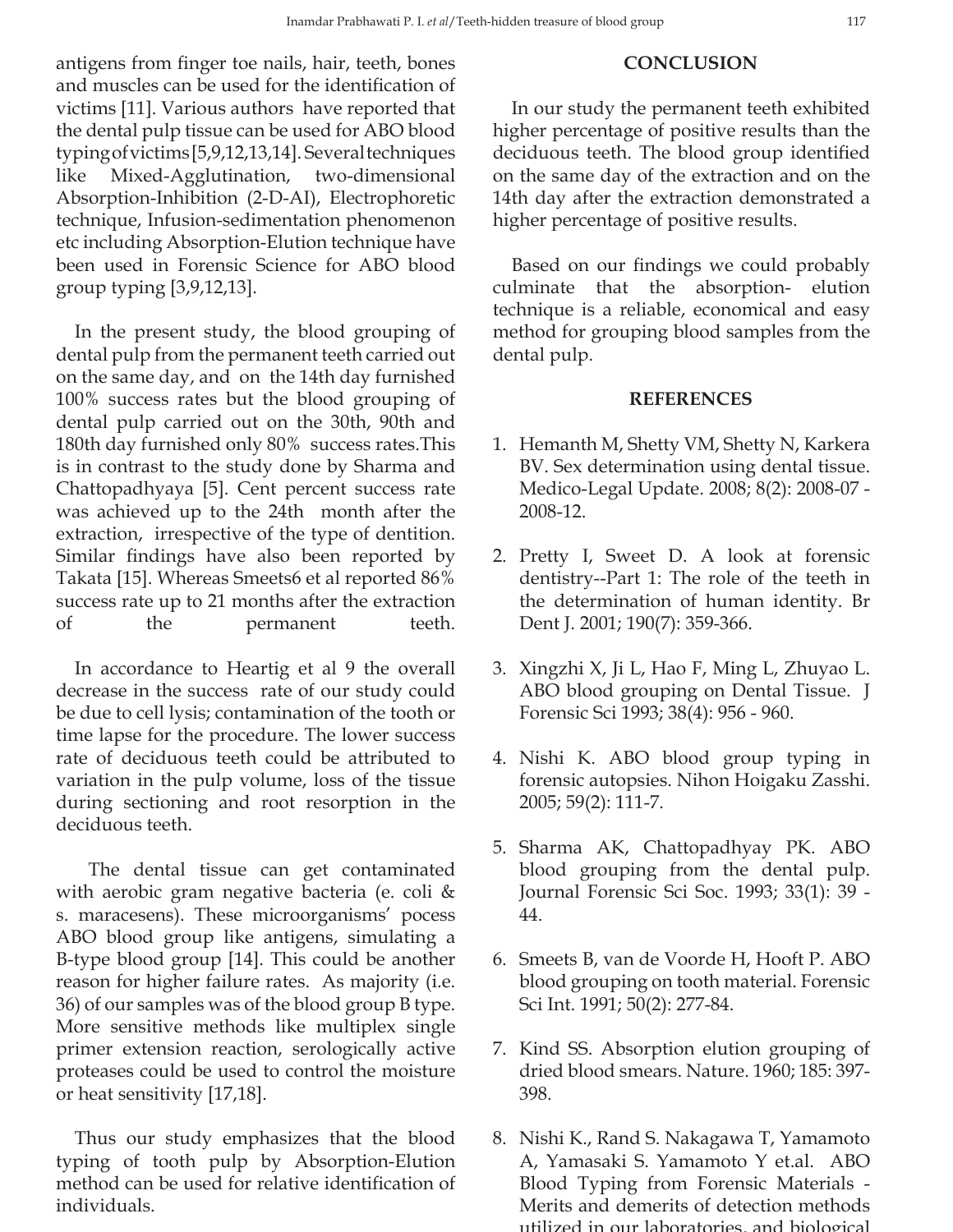antigens from finger toe nails, hair, teeth, bones and muscles can be used for the identification of victims [11]. Various authors have reported that the dental pulp tissue can be used for ABO blood typing of victims [5,9,12,13,14]. Several techniques like Mixed-Agglutination, two-dimensional Absorption-Inhibition (2-D-AI), Electrophoretic technique, Infusion-sedimentation phenomenon etc including Absorption-Elution technique have been used in Forensic Science for ABO blood group typing [3,9,12,13].

In the present study, the blood grouping of dental pulp from the permanent teeth carried out on the same day, and on the 14th day furnished 100% success rates but the blood grouping of dental pulp carried out on the 30th, 90th and 180th day furnished only 80% success rates.This is in contrast to the study done by Sharma and Chattopadhyaya [5]. Cent percent success rate was achieved up to the 24th month after the extraction, irrespective of the type of dentition. Similar findings have also been reported by Takata [15]. Whereas Smeets6 et al reported 86% success rate up to 21 months after the extraction of the permanent teeth.

In accordance to Heartig et al 9 the overall decrease in the success rate of our study could be due to cell lysis; contamination of the tooth or time lapse for the procedure. The lower success rate of deciduous teeth could be attributed to variation in the pulp volume, loss of the tissue during sectioning and root resorption in the deciduous teeth.

The dental tissue can get contaminated with aerobic gram negative bacteria (e. coli & s. maracesens). These microorganisms' pocess ABO blood group like antigens, simulating a B-type blood group [14]. This could be another reason for higher failure rates. As majority (i.e. 36) of our samples was of the blood group B type. More sensitive methods like multiplex single primer extension reaction, serologically active proteases could be used to control the moisture or heat sensitivity [17,18].

Thus our study emphasizes that the blood typing of tooth pulp by Absorption-Elution method can be used for relative identification of individuals.

## CONCLUSION

In our study the permanent teeth exhibited higher percentage of positive results than the deciduous teeth. The blood group identified on the same day of the extraction and on the 14th day after the extraction demonstrated a higher percentage of positive results.

Based on our findings we could probably culminate that the absorption- elution technique is a reliable, economical and easy method for grouping blood samples from the dental pulp.

## REFERENCES

1. Hemanth M, Shetty VM, Shetty N, Karkera BV. Sex determination using dental tissue. Medico-Legal Update. 2008; 8(2): 2008-07 - 2008-12.
2. Pretty I, Sweet D. A look at forensic dentistry--Part 1: The role of the teeth in the determination of human identity. Br Dent J. 2001; 190(7): 359-366.
3. Xingzhi X, Ji L, Hao F, Ming L, Zhuyao L. ABO blood grouping on Dental Tissue. J Forensic Sci 1993; 38(4): 956 - 960.
4. Nishi K. ABO blood group typing in forensic autopsies. Nihon Hoigaku Zasshi. 2005; 59(2): 111-7.
5. Sharma AK, Chattopadhyay PK. ABO blood grouping from the dental pulp. Journal Forensic Sci Soc. 1993; 33(1): 39 - 44.
6. Smeets B, van de Voorde H, Hooft P. ABO blood grouping on tooth material. Forensic Sci Int. 1991; 50(2): 277-84.
7. Kind SS. Absorption elution grouping of dried blood smears. Nature. 1960; 185: 397-398.
8. Nishi K., Rand S. Nakagawa T, Yamamoto A, Yamasaki S. Yamamoto Y et.al. ABO Blood Typing from Forensic Materials - Merits and demerits of detection methods utilized in our laboratories, and biological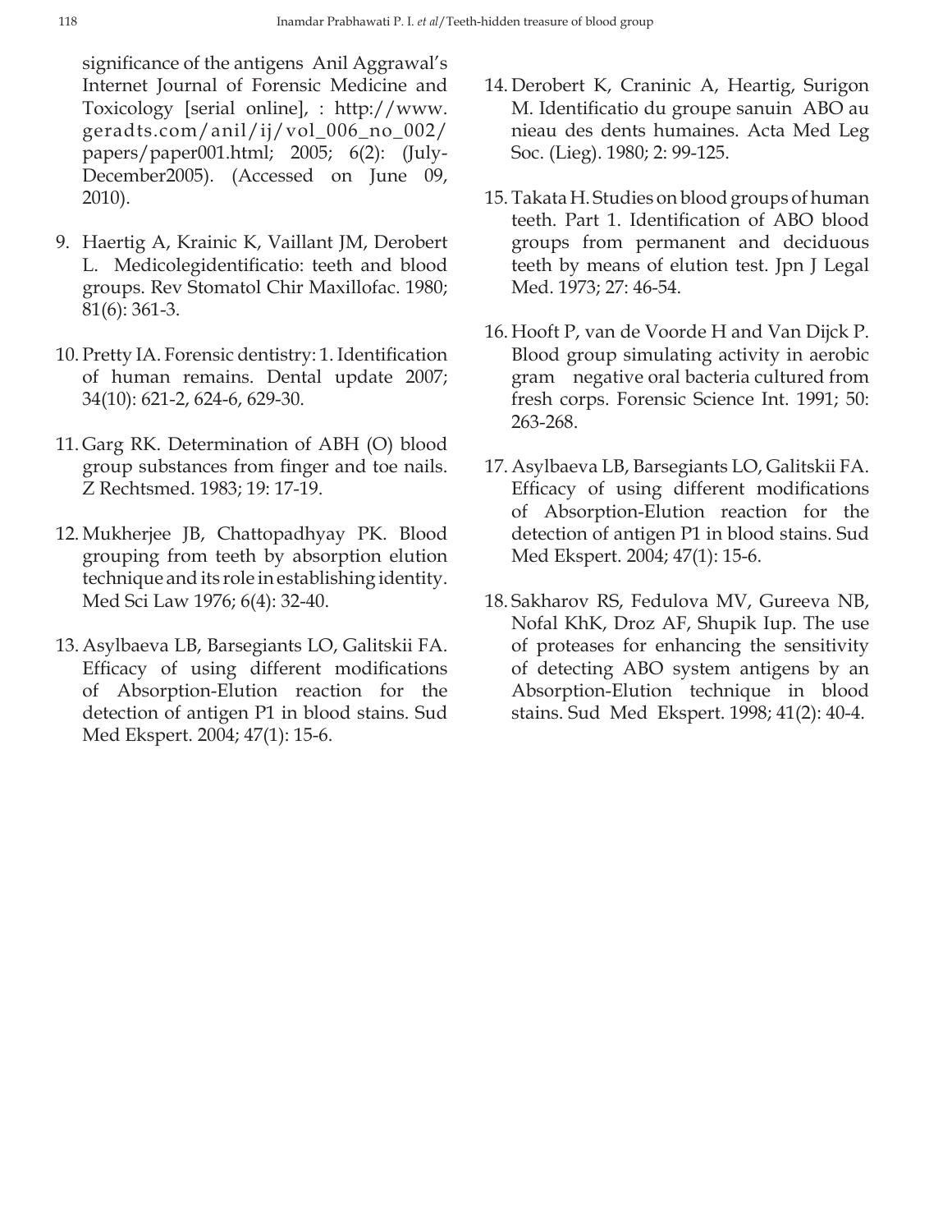significance of the antigens Anil Aggrawal's Internet Journal of Forensic Medicine and Toxicology [serial online], : http://www.geradts.com/anil/ij/vol_006_no_002/papers/paper001.html; 2005; 6(2): (July-December2005). (Accessed on June 09, 2010).

9. Haertig A, Krainic K, Vaillant JM, Derobert L. Medicolegidentificatio: teeth and blood groups. Rev Stomatol Chir Maxillofac. 1980; 81(6): 361-3.

10. Pretty IA. Forensic dentistry: 1. Identification of human remains. Dental update 2007; 34(10): 621-2, 624-6, 629-30.

11. Garg RK. Determination of ABH (O) blood group substances from finger and toe nails. Z Rechtsmed. 1983; 19: 17-19.

12. Mukherjee JB, Chattopadhyay PK. Blood grouping from teeth by absorption elution technique and its role in establishing identity. Med Sci Law 1976; 6(4): 32-40.

13. Asylbaeva LB, Barsegiants LO, Galitskii FA. Efficacy of using different modifications of Absorption-Elution reaction for the detection of antigen P1 in blood stains. Sud Med Ekspert. 2004; 47(1): 15-6.

14. Derobert K, Craninic A, Heartig, Surigon M. Identificatio du groupe sanuin ABO au nieau des dents humaines. Acta Med Leg Soc. (Lieg). 1980; 2: 99-125.

15. Takata H. Studies on blood groups of human teeth. Part 1. Identification of ABO blood groups from permanent and deciduous teeth by means of elution test. Jpn J Legal Med. 1973; 27: 46-54.

16. Hooft P, van de Voorde H and Van Dijck P. Blood group simulating activity in aerobic gram negative oral bacteria cultured from fresh corps. Forensic Science Int. 1991; 50: 263-268.

17. Asylbaeva LB, Barsegiants LO, Galitskii FA. Efficacy of using different modifications of Absorption-Elution reaction for the detection of antigen P1 in blood stains. Sud Med Ekspert. 2004; 47(1): 15-6.

18. Sakharov RS, Fedulova MV, Gureeva NB, Nofal KhK, Droz AF, Shupik Iup. The use of proteases for enhancing the sensitivity of detecting ABO system antigens by an Absorption-Elution technique in blood stains. Sud Med Ekspert. 1998; 41(2): 40-4.